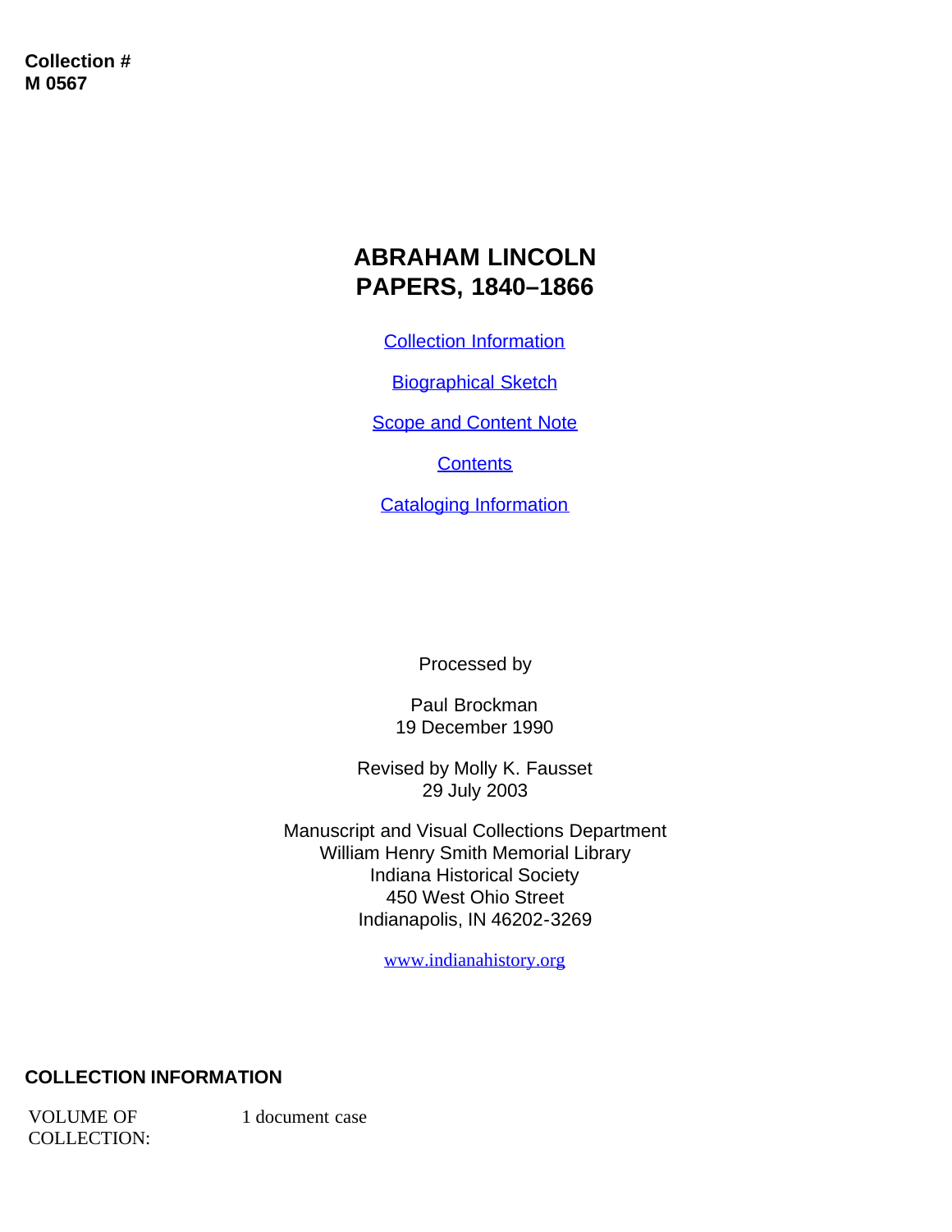**Collection #**
**M 0567**

# ABRAHAM LINCOLN PAPERS, 1840–1866

Collection Information

Biographical Sketch

Scope and Content Note

Contents

Cataloging Information

Processed by

Paul Brockman
19 December 1990

Revised by Molly K. Fausset
29 July 2003

Manuscript and Visual Collections Department
William Henry Smith Memorial Library
Indiana Historical Society
450 West Ohio Street
Indianapolis, IN 46202-3269

www.indianahistory.org

## COLLECTION INFORMATION

| VOLUME OF COLLECTION: | 1 document case |
|---|---|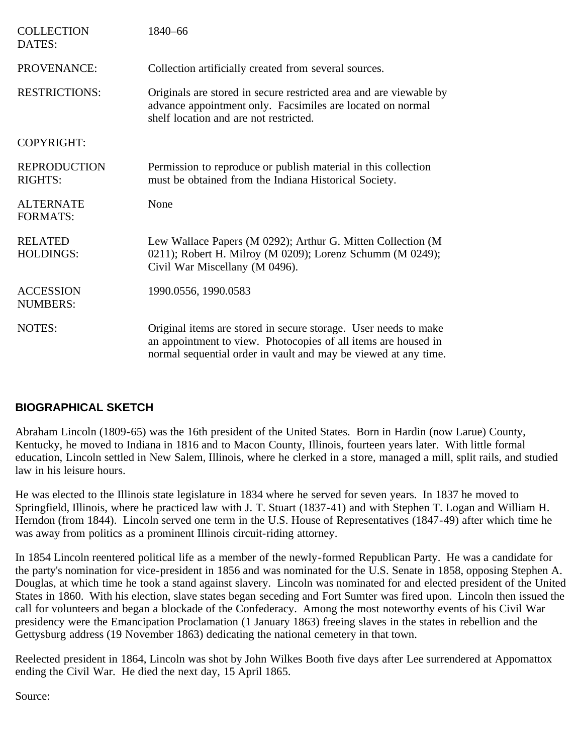| | |
|---|---|
| COLLECTION DATES: | 1840–66 |
| PROVENANCE: | Collection artificially created from several sources. |
| RESTRICTIONS: | Originals are stored in secure restricted area and are viewable by advance appointment only. Facsimiles are located on normal shelf location and are not restricted. |
| COPYRIGHT: | |
| REPRODUCTION RIGHTS: | Permission to reproduce or publish material in this collection must be obtained from the Indiana Historical Society. |
| ALTERNATE FORMATS: | None |
| RELATED HOLDINGS: | Lew Wallace Papers (M 0292); Arthur G. Mitten Collection (M 0211); Robert H. Milroy (M 0209); Lorenz Schumm (M 0249); Civil War Miscellany (M 0496). |
| ACCESSION NUMBERS: | 1990.0556, 1990.0583 |
| NOTES: | Original items are stored in secure storage. User needs to make an appointment to view. Photocopies of all items are housed in normal sequential order in vault and may be viewed at any time. |

## BIOGRAPHICAL SKETCH

Abraham Lincoln (1809-65) was the 16th president of the United States. Born in Hardin (now Larue) County, Kentucky, he moved to Indiana in 1816 and to Macon County, Illinois, fourteen years later. With little formal education, Lincoln settled in New Salem, Illinois, where he clerked in a store, managed a mill, split rails, and studied law in his leisure hours.

He was elected to the Illinois state legislature in 1834 where he served for seven years. In 1837 he moved to Springfield, Illinois, where he practiced law with J. T. Stuart (1837-41) and with Stephen T. Logan and William H. Herndon (from 1844). Lincoln served one term in the U.S. House of Representatives (1847-49) after which time he was away from politics as a prominent Illinois circuit-riding attorney.

In 1854 Lincoln reentered political life as a member of the newly-formed Republican Party. He was a candidate for the party's nomination for vice-president in 1856 and was nominated for the U.S. Senate in 1858, opposing Stephen A. Douglas, at which time he took a stand against slavery. Lincoln was nominated for and elected president of the United States in 1860. With his election, slave states began seceding and Fort Sumter was fired upon. Lincoln then issued the call for volunteers and began a blockade of the Confederacy. Among the most noteworthy events of his Civil War presidency were the Emancipation Proclamation (1 January 1863) freeing slaves in the states in rebellion and the Gettysburg address (19 November 1863) dedicating the national cemetery in that town.

Reelected president in 1864, Lincoln was shot by John Wilkes Booth five days after Lee surrendered at Appomattox ending the Civil War. He died the next day, 15 April 1865.

Source: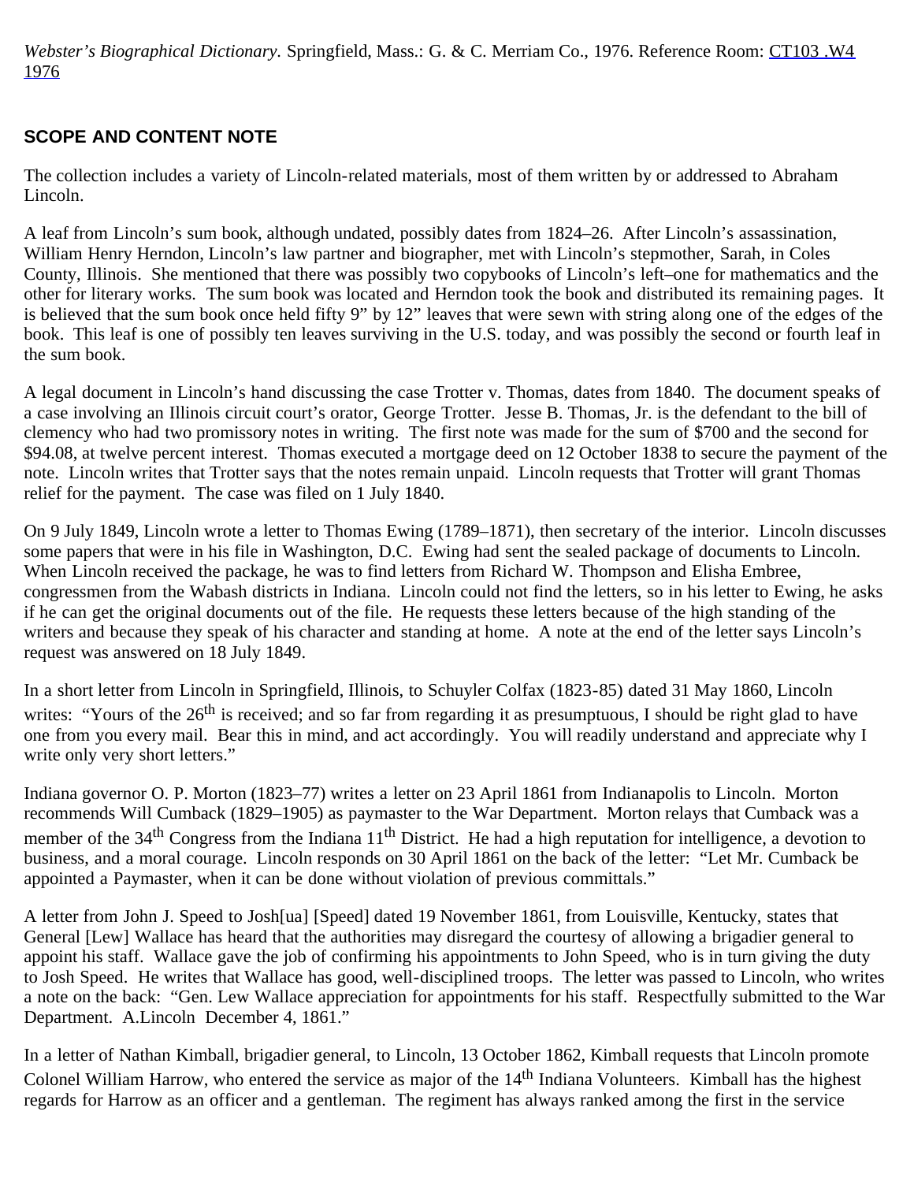*Webster's Biographical Dictionary.* Springfield, Mass.: G. & C. Merriam Co., 1976. Reference Room: CT103 .W4 1976

## SCOPE AND CONTENT NOTE

The collection includes a variety of Lincoln-related materials, most of them written by or addressed to Abraham Lincoln.

A leaf from Lincoln's sum book, although undated, possibly dates from 1824–26. After Lincoln's assassination, William Henry Herndon, Lincoln's law partner and biographer, met with Lincoln's stepmother, Sarah, in Coles County, Illinois. She mentioned that there was possibly two copybooks of Lincoln's left–one for mathematics and the other for literary works. The sum book was located and Herndon took the book and distributed its remaining pages. It is believed that the sum book once held fifty 9" by 12" leaves that were sewn with string along one of the edges of the book. This leaf is one of possibly ten leaves surviving in the U.S. today, and was possibly the second or fourth leaf in the sum book.

A legal document in Lincoln's hand discussing the case Trotter v. Thomas, dates from 1840. The document speaks of a case involving an Illinois circuit court's orator, George Trotter. Jesse B. Thomas, Jr. is the defendant to the bill of clemency who had two promissory notes in writing. The first note was made for the sum of $700 and the second for $94.08, at twelve percent interest. Thomas executed a mortgage deed on 12 October 1838 to secure the payment of the note. Lincoln writes that Trotter says that the notes remain unpaid. Lincoln requests that Trotter will grant Thomas relief for the payment. The case was filed on 1 July 1840.

On 9 July 1849, Lincoln wrote a letter to Thomas Ewing (1789–1871), then secretary of the interior. Lincoln discusses some papers that were in his file in Washington, D.C. Ewing had sent the sealed package of documents to Lincoln. When Lincoln received the package, he was to find letters from Richard W. Thompson and Elisha Embree, congressmen from the Wabash districts in Indiana. Lincoln could not find the letters, so in his letter to Ewing, he asks if he can get the original documents out of the file. He requests these letters because of the high standing of the writers and because they speak of his character and standing at home. A note at the end of the letter says Lincoln's request was answered on 18 July 1849.

In a short letter from Lincoln in Springfield, Illinois, to Schuyler Colfax (1823-85) dated 31 May 1860, Lincoln writes: "Yours of the 26th is received; and so far from regarding it as presumptuous, I should be right glad to have one from you every mail. Bear this in mind, and act accordingly. You will readily understand and appreciate why I write only very short letters."

Indiana governor O. P. Morton (1823–77) writes a letter on 23 April 1861 from Indianapolis to Lincoln. Morton recommends Will Cumback (1829–1905) as paymaster to the War Department. Morton relays that Cumback was a member of the 34th Congress from the Indiana 11th District. He had a high reputation for intelligence, a devotion to business, and a moral courage. Lincoln responds on 30 April 1861 on the back of the letter: "Let Mr. Cumback be appointed a Paymaster, when it can be done without violation of previous committals."

A letter from John J. Speed to Josh[ua] [Speed] dated 19 November 1861, from Louisville, Kentucky, states that General [Lew] Wallace has heard that the authorities may disregard the courtesy of allowing a brigadier general to appoint his staff. Wallace gave the job of confirming his appointments to John Speed, who is in turn giving the duty to Josh Speed. He writes that Wallace has good, well-disciplined troops. The letter was passed to Lincoln, who writes a note on the back: "Gen. Lew Wallace appreciation for appointments for his staff. Respectfully submitted to the War Department. A.Lincoln December 4, 1861."

In a letter of Nathan Kimball, brigadier general, to Lincoln, 13 October 1862, Kimball requests that Lincoln promote Colonel William Harrow, who entered the service as major of the 14th Indiana Volunteers. Kimball has the highest regards for Harrow as an officer and a gentleman. The regiment has always ranked among the first in the service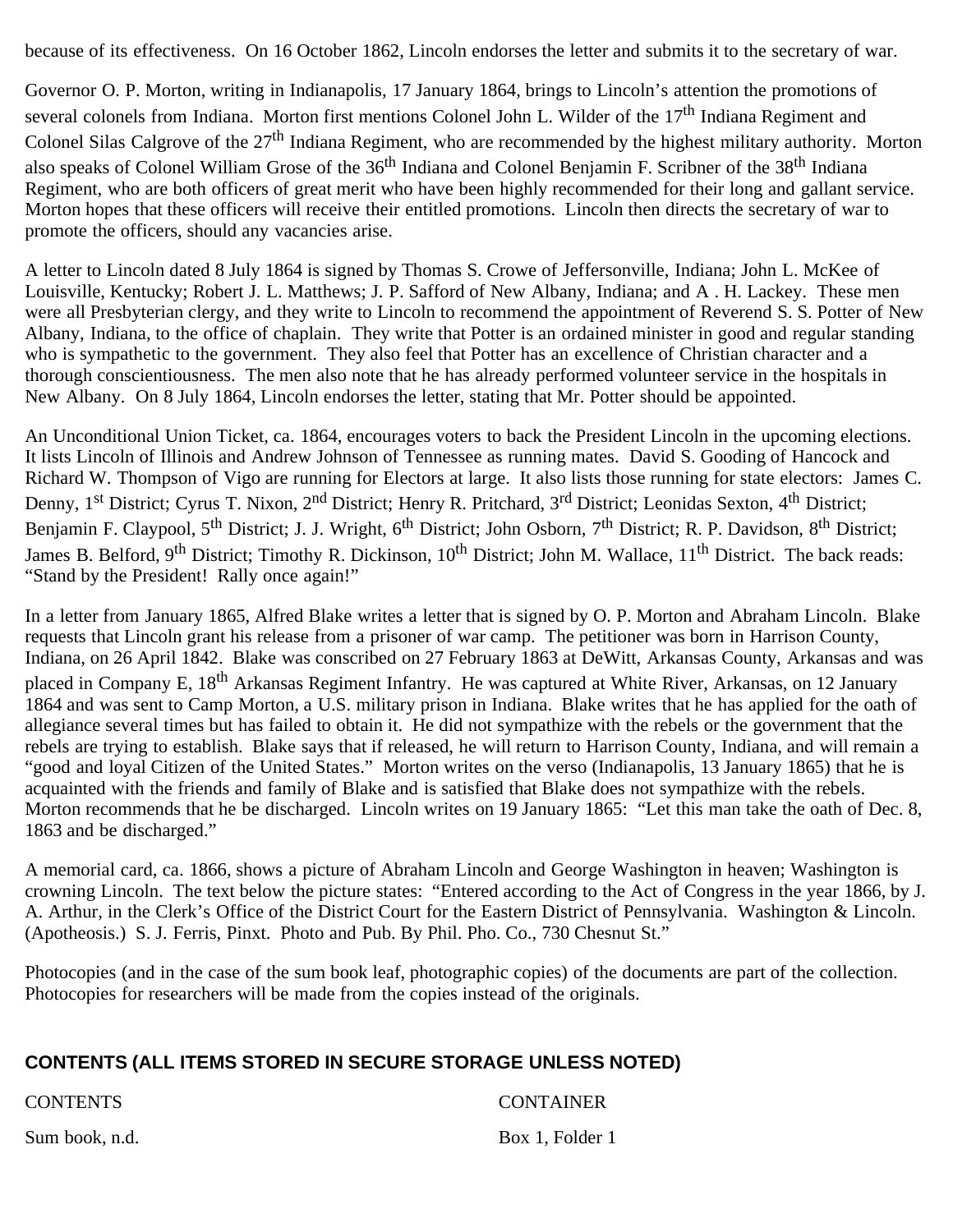because of its effectiveness. On 16 October 1862, Lincoln endorses the letter and submits it to the secretary of war.

Governor O. P. Morton, writing in Indianapolis, 17 January 1864, brings to Lincoln's attention the promotions of several colonels from Indiana. Morton first mentions Colonel John L. Wilder of the 17th Indiana Regiment and Colonel Silas Calgrove of the 27th Indiana Regiment, who are recommended by the highest military authority. Morton also speaks of Colonel William Grose of the 36th Indiana and Colonel Benjamin F. Scribner of the 38th Indiana Regiment, who are both officers of great merit who have been highly recommended for their long and gallant service. Morton hopes that these officers will receive their entitled promotions. Lincoln then directs the secretary of war to promote the officers, should any vacancies arise.

A letter to Lincoln dated 8 July 1864 is signed by Thomas S. Crowe of Jeffersonville, Indiana; John L. McKee of Louisville, Kentucky; Robert J. L. Matthews; J. P. Safford of New Albany, Indiana; and A . H. Lackey. These men were all Presbyterian clergy, and they write to Lincoln to recommend the appointment of Reverend S. S. Potter of New Albany, Indiana, to the office of chaplain. They write that Potter is an ordained minister in good and regular standing who is sympathetic to the government. They also feel that Potter has an excellence of Christian character and a thorough conscientiousness. The men also note that he has already performed volunteer service in the hospitals in New Albany. On 8 July 1864, Lincoln endorses the letter, stating that Mr. Potter should be appointed.

An Unconditional Union Ticket, ca. 1864, encourages voters to back the President Lincoln in the upcoming elections. It lists Lincoln of Illinois and Andrew Johnson of Tennessee as running mates. David S. Gooding of Hancock and Richard W. Thompson of Vigo are running for Electors at large. It also lists those running for state electors: James C. Denny, 1st District; Cyrus T. Nixon, 2nd District; Henry R. Pritchard, 3rd District; Leonidas Sexton, 4th District; Benjamin F. Claypool, 5th District; J. J. Wright, 6th District; John Osborn, 7th District; R. P. Davidson, 8th District; James B. Belford, 9th District; Timothy R. Dickinson, 10th District; John M. Wallace, 11th District. The back reads: "Stand by the President! Rally once again!"

In a letter from January 1865, Alfred Blake writes a letter that is signed by O. P. Morton and Abraham Lincoln. Blake requests that Lincoln grant his release from a prisoner of war camp. The petitioner was born in Harrison County, Indiana, on 26 April 1842. Blake was conscribed on 27 February 1863 at DeWitt, Arkansas County, Arkansas and was placed in Company E, 18th Arkansas Regiment Infantry. He was captured at White River, Arkansas, on 12 January 1864 and was sent to Camp Morton, a U.S. military prison in Indiana. Blake writes that he has applied for the oath of allegiance several times but has failed to obtain it. He did not sympathize with the rebels or the government that the rebels are trying to establish. Blake says that if released, he will return to Harrison County, Indiana, and will remain a "good and loyal Citizen of the United States." Morton writes on the verso (Indianapolis, 13 January 1865) that he is acquainted with the friends and family of Blake and is satisfied that Blake does not sympathize with the rebels. Morton recommends that he be discharged. Lincoln writes on 19 January 1865: "Let this man take the oath of Dec. 8, 1863 and be discharged."

A memorial card, ca. 1866, shows a picture of Abraham Lincoln and George Washington in heaven; Washington is crowning Lincoln. The text below the picture states: "Entered according to the Act of Congress in the year 1866, by J. A. Arthur, in the Clerk's Office of the District Court for the Eastern District of Pennsylvania. Washington & Lincoln. (Apotheosis.) S. J. Ferris, Pinxt. Photo and Pub. By Phil. Pho. Co., 730 Chesnut St."

Photocopies (and in the case of the sum book leaf, photographic copies) of the documents are part of the collection. Photocopies for researchers will be made from the copies instead of the originals.

## CONTENTS (ALL ITEMS STORED IN SECURE STORAGE UNLESS NOTED)

| CONTENTS | CONTAINER |
|---|---|
| Sum book, n.d. | Box 1, Folder 1 |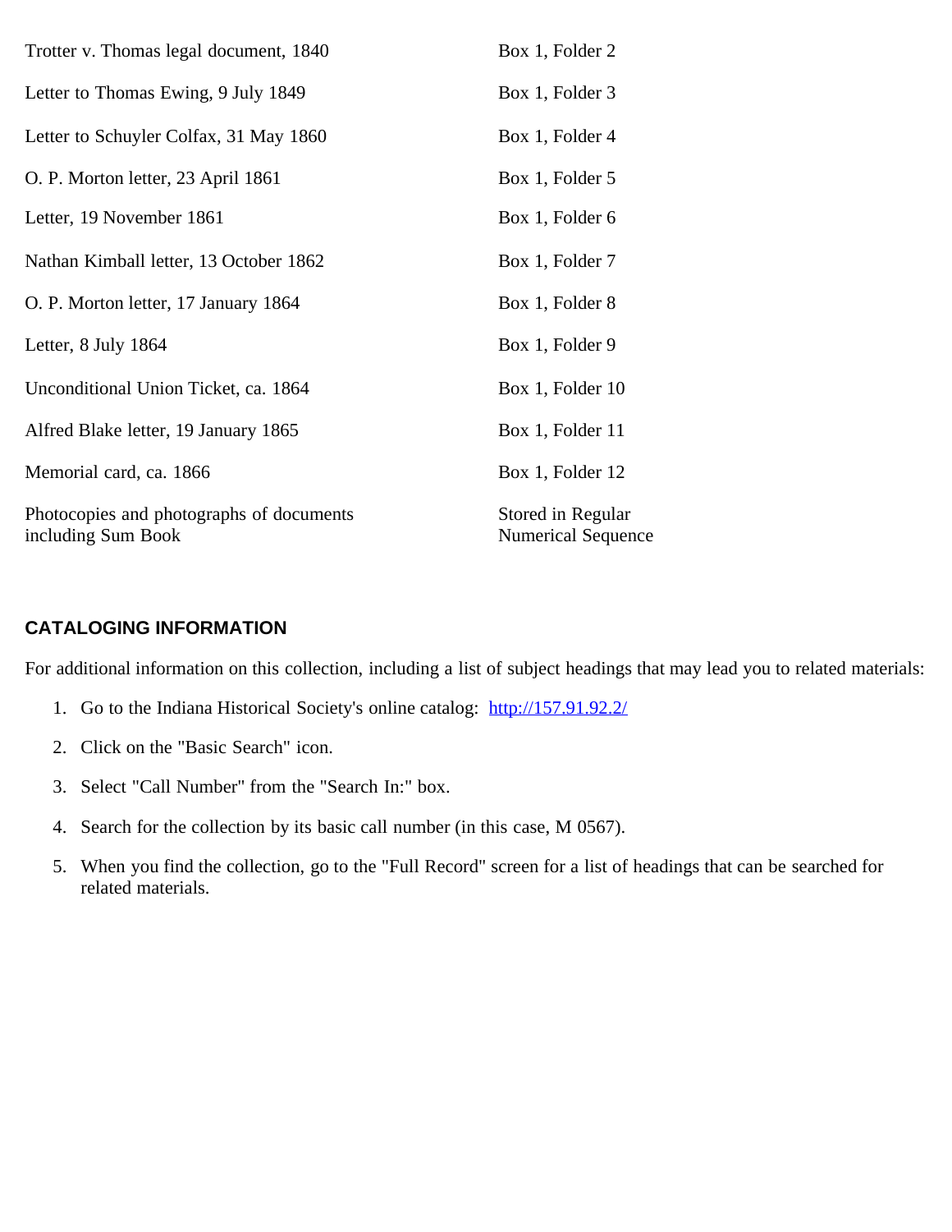| | |
| --- | --- |
| Trotter v. Thomas legal document, 1840 | Box 1, Folder 2 |
| Letter to Thomas Ewing, 9 July 1849 | Box 1, Folder 3 |
| Letter to Schuyler Colfax, 31 May 1860 | Box 1, Folder 4 |
| O. P. Morton letter, 23 April 1861 | Box 1, Folder 5 |
| Letter, 19 November 1861 | Box 1, Folder 6 |
| Nathan Kimball letter, 13 October 1862 | Box 1, Folder 7 |
| O. P. Morton letter, 17 January 1864 | Box 1, Folder 8 |
| Letter, 8 July 1864 | Box 1, Folder 9 |
| Unconditional Union Ticket, ca. 1864 | Box 1, Folder 10 |
| Alfred Blake letter, 19 January 1865 | Box 1, Folder 11 |
| Memorial card, ca. 1866 | Box 1, Folder 12 |
| Photocopies and photographs of documents including Sum Book | Stored in Regular Numerical Sequence |

## CATALOGING INFORMATION

For additional information on this collection, including a list of subject headings that may lead you to related materials:

1. Go to the Indiana Historical Society's online catalog: [http://157.91.92.2/](http://157.91.92.2/)
2. Click on the "Basic Search" icon.
3. Select "Call Number" from the "Search In:" box.
4. Search for the collection by its basic call number (in this case, M 0567).
5. When you find the collection, go to the "Full Record" screen for a list of headings that can be searched for related materials.